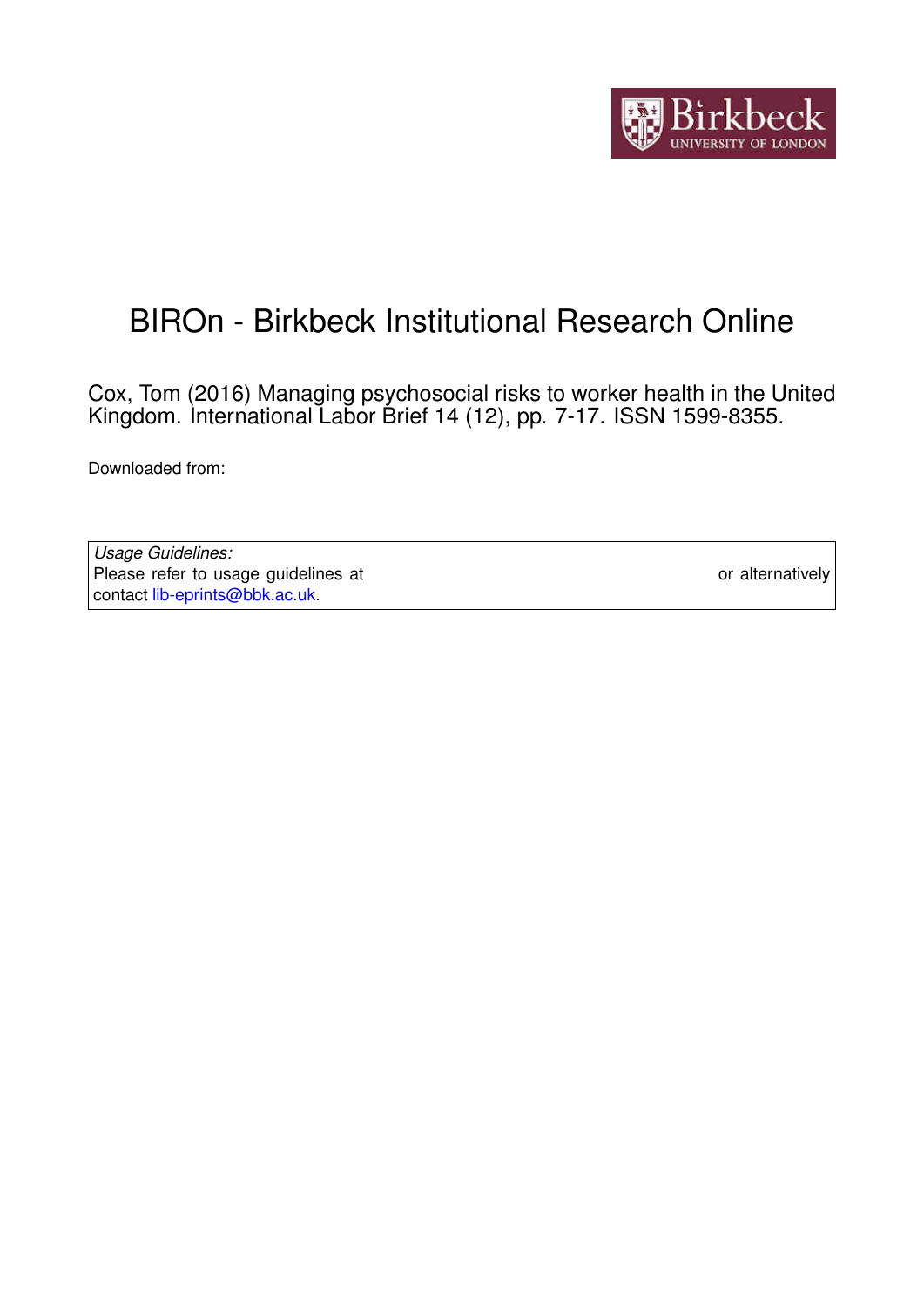# BIROn - Birkbeck Institutional Research Online

Cox, Tom (2016) Managing psychosocial risks to worker health in the United Kingdom. International Labor Brief 14 (12), pp. 7-17. ISSN 1599-8355.

Downloaded from:

*Usage Guidelines:*
Please refer to usage guidelines at or alternatively contact lib-eprints@bbk.ac.uk.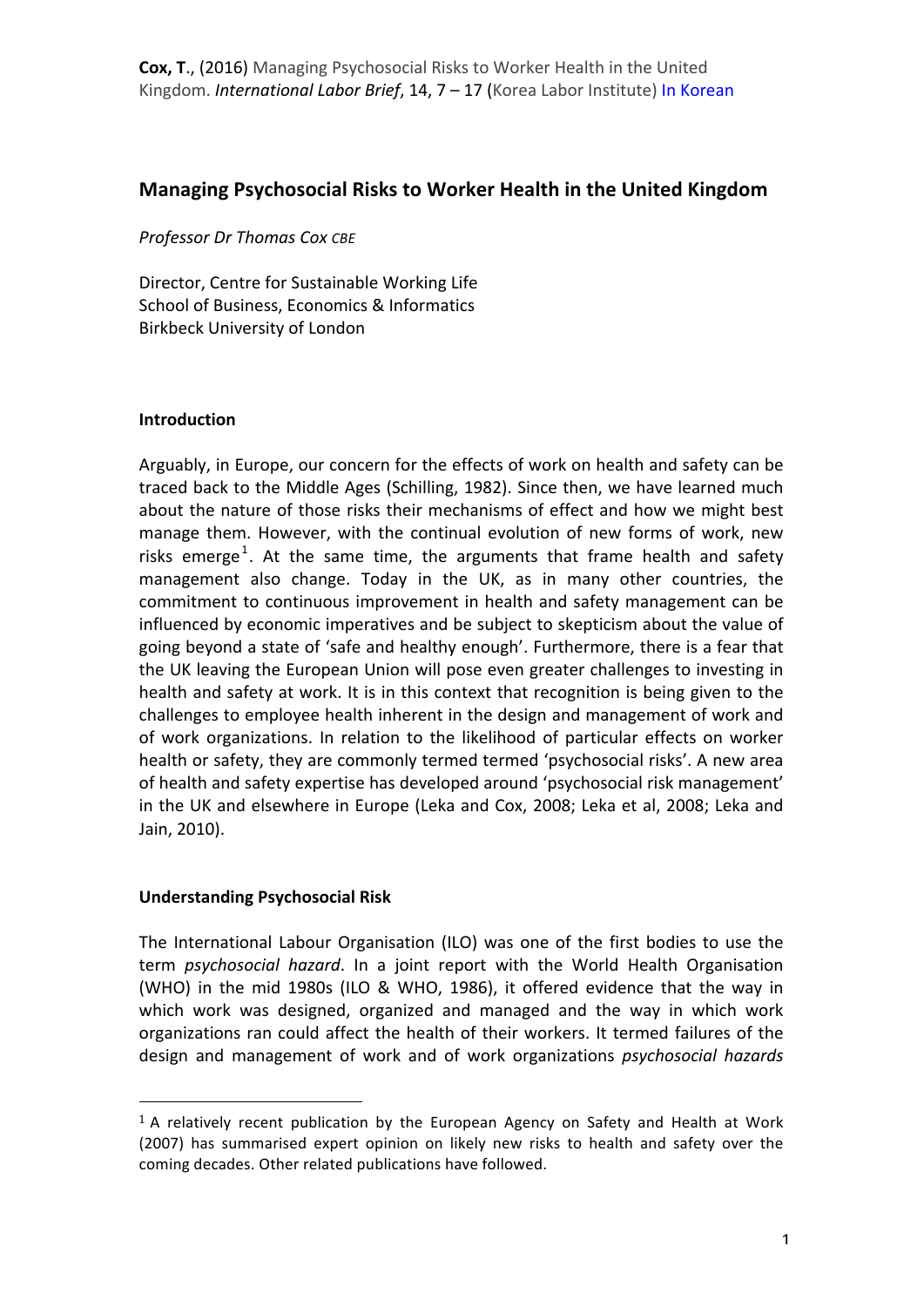**Cox, T.**, (2016) Managing Psychosocial Risks to Worker Health in the United Kingdom. *International Labor Brief*, 14, 7 – 17 (Korea Labor Institute) In Korean

# Managing Psychosocial Risks to Worker Health in the United Kingdom

*Professor Dr Thomas Cox CBE*

Director, Centre for Sustainable Working Life
School of Business, Economics & Informatics
Birkbeck University of London

## Introduction

Arguably, in Europe, our concern for the effects of work on health and safety can be traced back to the Middle Ages (Schilling, 1982). Since then, we have learned much about the nature of those risks their mechanisms of effect and how we might best manage them. However, with the continual evolution of new forms of work, new risks emerge[1]. At the same time, the arguments that frame health and safety management also change. Today in the UK, as in many other countries, the commitment to continuous improvement in health and safety management can be influenced by economic imperatives and be subject to skepticism about the value of going beyond a state of 'safe and healthy enough'. Furthermore, there is a fear that the UK leaving the European Union will pose even greater challenges to investing in health and safety at work. It is in this context that recognition is being given to the challenges to employee health inherent in the design and management of work and of work organizations. In relation to the likelihood of particular effects on worker health or safety, they are commonly termed termed 'psychosocial risks'. A new area of health and safety expertise has developed around 'psychosocial risk management' in the UK and elsewhere in Europe (Leka and Cox, 2008; Leka et al, 2008; Leka and Jain, 2010).

## Understanding Psychosocial Risk

The International Labour Organisation (ILO) was one of the first bodies to use the term *psychosocial hazard*. In a joint report with the World Health Organisation (WHO) in the mid 1980s (ILO & WHO, 1986), it offered evidence that the way in which work was designed, organized and managed and the way in which work organizations ran could affect the health of their workers. It termed failures of the design and management of work and of work organizations *psychosocial hazards*

[1] A relatively recent publication by the European Agency on Safety and Health at Work (2007) has summarised expert opinion on likely new risks to health and safety over the coming decades. Other related publications have followed.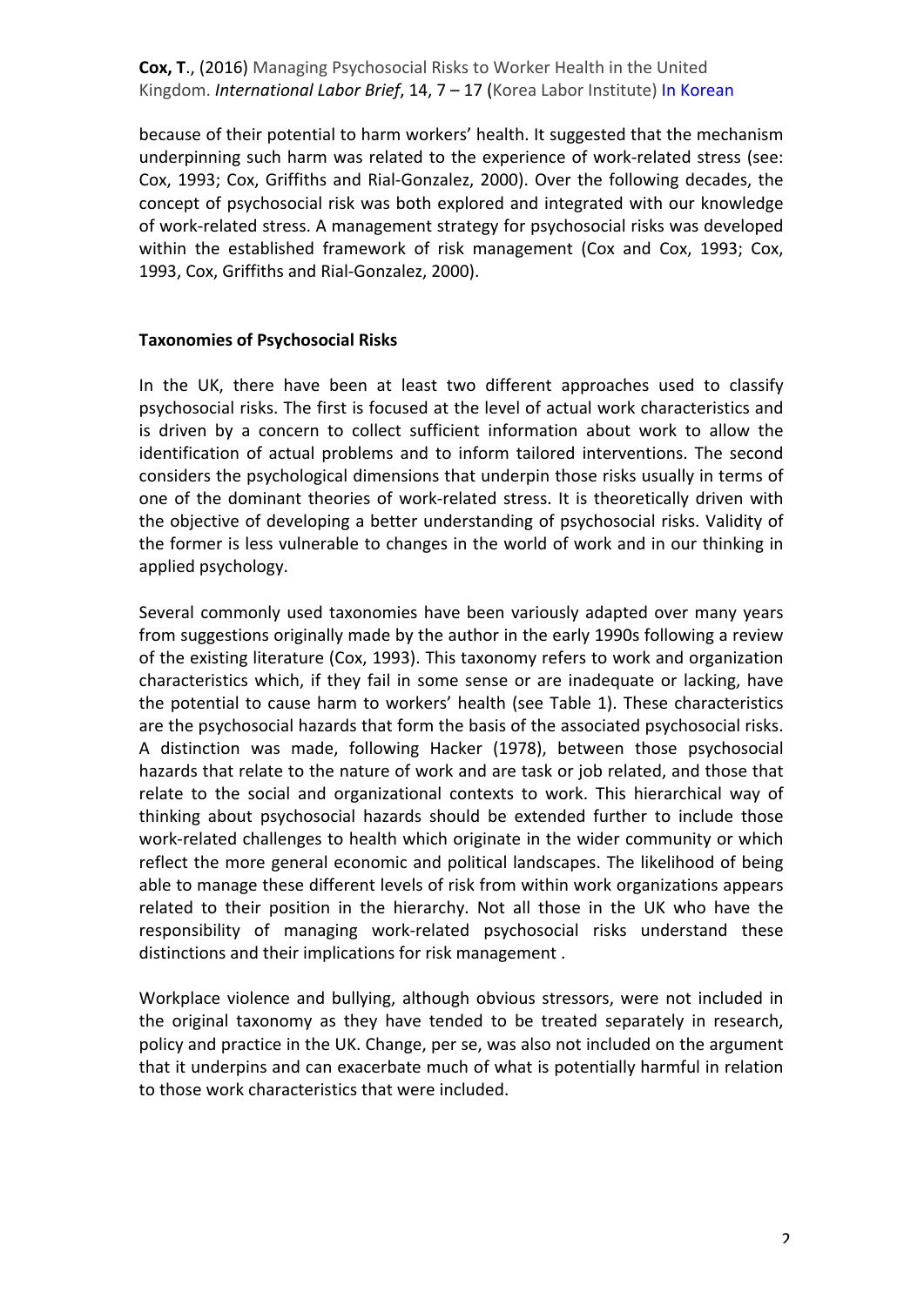because of their potential to harm workers' health. It suggested that the mechanism underpinning such harm was related to the experience of work-related stress (see: Cox, 1993; Cox, Griffiths and Rial-Gonzalez, 2000). Over the following decades, the concept of psychosocial risk was both explored and integrated with our knowledge of work-related stress. A management strategy for psychosocial risks was developed within the established framework of risk management (Cox and Cox, 1993; Cox, 1993, Cox, Griffiths and Rial-Gonzalez, 2000).

**Taxonomies of Psychosocial Risks**

In the UK, there have been at least two different approaches used to classify psychosocial risks. The first is focused at the level of actual work characteristics and is driven by a concern to collect sufficient information about work to allow the identification of actual problems and to inform tailored interventions. The second considers the psychological dimensions that underpin those risks usually in terms of one of the dominant theories of work-related stress. It is theoretically driven with the objective of developing a better understanding of psychosocial risks. Validity of the former is less vulnerable to changes in the world of work and in our thinking in applied psychology.

Several commonly used taxonomies have been variously adapted over many years from suggestions originally made by the author in the early 1990s following a review of the existing literature (Cox, 1993). This taxonomy refers to work and organization characteristics which, if they fail in some sense or are inadequate or lacking, have the potential to cause harm to workers' health (see Table 1). These characteristics are the psychosocial hazards that form the basis of the associated psychosocial risks. A distinction was made, following Hacker (1978), between those psychosocial hazards that relate to the nature of work and are task or job related, and those that relate to the social and organizational contexts to work. This hierarchical way of thinking about psychosocial hazards should be extended further to include those work-related challenges to health which originate in the wider community or which reflect the more general economic and political landscapes. The likelihood of being able to manage these different levels of risk from within work organizations appears related to their position in the hierarchy. Not all those in the UK who have the responsibility of managing work-related psychosocial risks understand these distinctions and their implications for risk management .

Workplace violence and bullying, although obvious stressors, were not included in the original taxonomy as they have tended to be treated separately in research, policy and practice in the UK. Change, per se, was also not included on the argument that it underpins and can exacerbate much of what is potentially harmful in relation to those work characteristics that were included.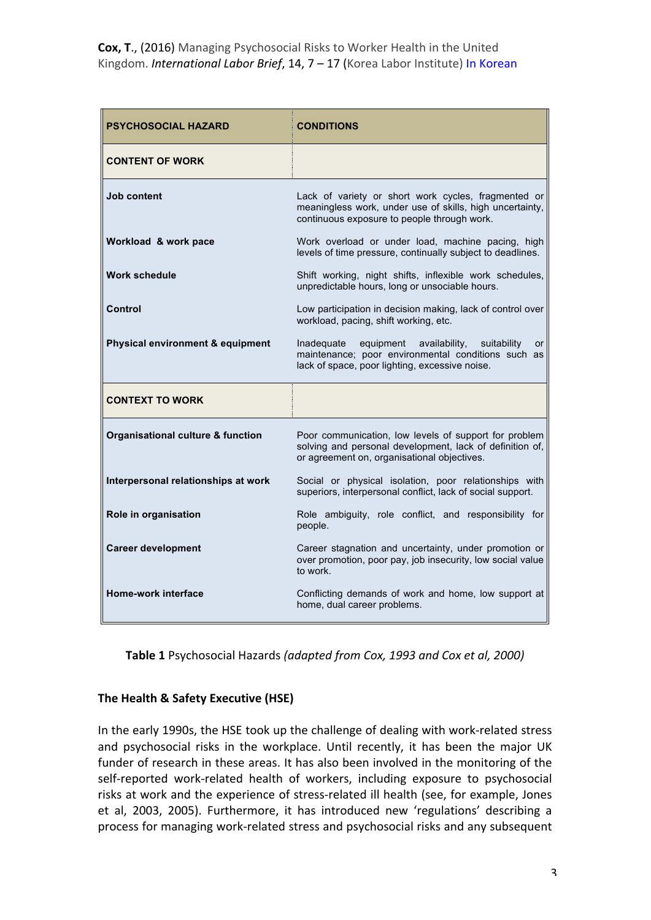| PSYCHOSOCIAL HAZARD | CONDITIONS |
|---|---|
| **CONTENT OF WORK** | |
| **Job content** | Lack of variety or short work cycles, fragmented or meaningless work, under use of skills, high uncertainty, continuous exposure to people through work. |
| **Workload & work pace** | Work overload or under load, machine pacing, high levels of time pressure, continually subject to deadlines. |
| **Work schedule** | Shift working, night shifts, inflexible work schedules, unpredictable hours, long or unsociable hours. |
| **Control** | Low participation in decision making, lack of control over workload, pacing, shift working, etc. |
| **Physical environment & equipment** | Inadequate equipment availability, suitability or maintenance; poor environmental conditions such as lack of space, poor lighting, excessive noise. |
| **CONTEXT TO WORK** | |
| **Organisational culture & function** | Poor communication, low levels of support for problem solving and personal development, lack of definition of, or agreement on, organisational objectives. |
| **Interpersonal relationships at work** | Social or physical isolation, poor relationships with superiors, interpersonal conflict, lack of social support. |
| **Role in organisation** | Role ambiguity, role conflict, and responsibility for people. |
| **Career development** | Career stagnation and uncertainty, under promotion or over promotion, poor pay, job insecurity, low social value to work. |
| **Home-work interface** | Conflicting demands of work and home, low support at home, dual career problems. |

**Table 1** Psychosocial Hazards *(adapted from Cox, 1993 and Cox et al, 2000)*

**The Health & Safety Executive (HSE)**

In the early 1990s, the HSE took up the challenge of dealing with work-related stress and psychosocial risks in the workplace. Until recently, it has been the major UK funder of research in these areas. It has also been involved in the monitoring of the self-reported work-related health of workers, including exposure to psychosocial risks at work and the experience of stress-related ill health (see, for example, Jones et al, 2003, 2005). Furthermore, it has introduced new 'regulations' describing a process for managing work-related stress and psychosocial risks and any subsequent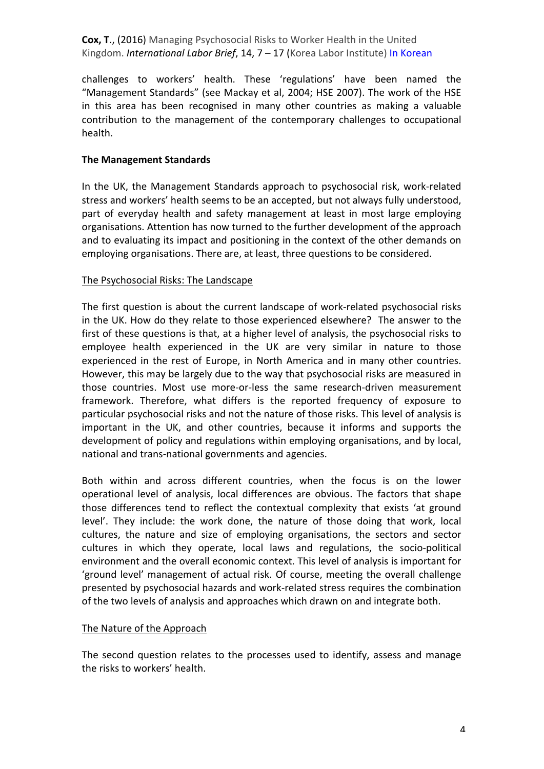challenges to workers' health. These 'regulations' have been named the "Management Standards" (see Mackay et al, 2004; HSE 2007). The work of the HSE in this area has been recognised in many other countries as making a valuable contribution to the management of the contemporary challenges to occupational health.

**The Management Standards**

In the UK, the Management Standards approach to psychosocial risk, work-related stress and workers' health seems to be an accepted, but not always fully understood, part of everyday health and safety management at least in most large employing organisations. Attention has now turned to the further development of the approach and to evaluating its impact and positioning in the context of the other demands on employing organisations. There are, at least, three questions to be considered.

<u>The Psychosocial Risks: The Landscape</u>

The first question is about the current landscape of work-related psychosocial risks in the UK. How do they relate to those experienced elsewhere? The answer to the first of these questions is that, at a higher level of analysis, the psychosocial risks to employee health experienced in the UK are very similar in nature to those experienced in the rest of Europe, in North America and in many other countries. However, this may be largely due to the way that psychosocial risks are measured in those countries. Most use more-or-less the same research-driven measurement framework. Therefore, what differs is the reported frequency of exposure to particular psychosocial risks and not the nature of those risks. This level of analysis is important in the UK, and other countries, because it informs and supports the development of policy and regulations within employing organisations, and by local, national and trans-national governments and agencies.

Both within and across different countries, when the focus is on the lower operational level of analysis, local differences are obvious. The factors that shape those differences tend to reflect the contextual complexity that exists 'at ground level'. They include: the work done, the nature of those doing that work, local cultures, the nature and size of employing organisations, the sectors and sector cultures in which they operate, local laws and regulations, the socio-political environment and the overall economic context. This level of analysis is important for 'ground level' management of actual risk. Of course, meeting the overall challenge presented by psychosocial hazards and work-related stress requires the combination of the two levels of analysis and approaches which drawn on and integrate both.

<u>The Nature of the Approach</u>

The second question relates to the processes used to identify, assess and manage the risks to workers' health.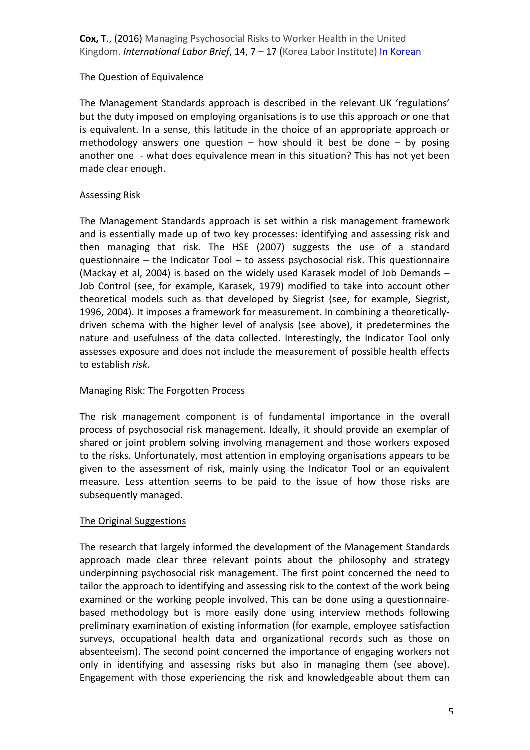The Question of Equivalence

The Management Standards approach is described in the relevant UK 'regulations' but the duty imposed on employing organisations is to use this approach *or* one that is equivalent. In a sense, this latitude in the choice of an appropriate approach or methodology answers one question – how should it best be done – by posing another one - what does equivalence mean in this situation? This has not yet been made clear enough.

Assessing Risk

The Management Standards approach is set within a risk management framework and is essentially made up of two key processes: identifying and assessing risk and then managing that risk. The HSE (2007) suggests the use of a standard questionnaire – the Indicator Tool – to assess psychosocial risk. This questionnaire (Mackay et al, 2004) is based on the widely used Karasek model of Job Demands – Job Control (see, for example, Karasek, 1979) modified to take into account other theoretical models such as that developed by Siegrist (see, for example, Siegrist, 1996, 2004). It imposes a framework for measurement. In combining a theoretically-driven schema with the higher level of analysis (see above), it predetermines the nature and usefulness of the data collected. Interestingly, the Indicator Tool only assesses exposure and does not include the measurement of possible health effects to establish *risk*.

Managing Risk: The Forgotten Process

The risk management component is of fundamental importance in the overall process of psychosocial risk management. Ideally, it should provide an exemplar of shared or joint problem solving involving management and those workers exposed to the risks. Unfortunately, most attention in employing organisations appears to be given to the assessment of risk, mainly using the Indicator Tool or an equivalent measure. Less attention seems to be paid to the issue of how those risks are subsequently managed.

<u>The Original Suggestions</u>

The research that largely informed the development of the Management Standards approach made clear three relevant points about the philosophy and strategy underpinning psychosocial risk management. The first point concerned the need to tailor the approach to identifying and assessing risk to the context of the work being examined or the working people involved. This can be done using a questionnaire-based methodology but is more easily done using interview methods following preliminary examination of existing information (for example, employee satisfaction surveys, occupational health data and organizational records such as those on absenteeism). The second point concerned the importance of engaging workers not only in identifying and assessing risks but also in managing them (see above). Engagement with those experiencing the risk and knowledgeable about them can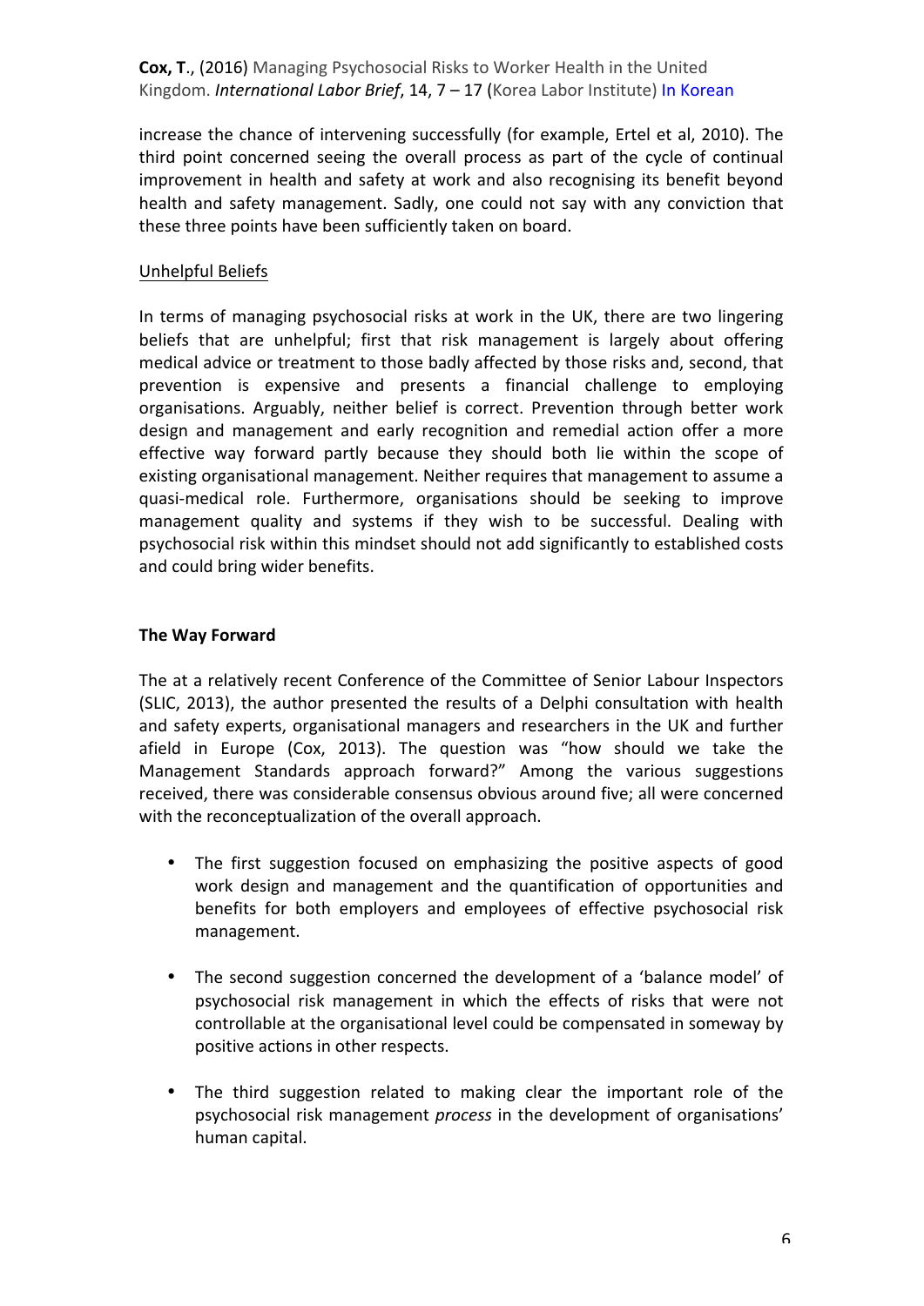increase the chance of intervening successfully (for example, Ertel et al, 2010). The third point concerned seeing the overall process as part of the cycle of continual improvement in health and safety at work and also recognising its benefit beyond health and safety management. Sadly, one could not say with any conviction that these three points have been sufficiently taken on board.

Unhelpful Beliefs

In terms of managing psychosocial risks at work in the UK, there are two lingering beliefs that are unhelpful; first that risk management is largely about offering medical advice or treatment to those badly affected by those risks and, second, that prevention is expensive and presents a financial challenge to employing organisations. Arguably, neither belief is correct. Prevention through better work design and management and early recognition and remedial action offer a more effective way forward partly because they should both lie within the scope of existing organisational management. Neither requires that management to assume a quasi-medical role. Furthermore, organisations should be seeking to improve management quality and systems if they wish to be successful. Dealing with psychosocial risk within this mindset should not add significantly to established costs and could bring wider benefits.

**The Way Forward**

The at a relatively recent Conference of the Committee of Senior Labour Inspectors (SLIC, 2013), the author presented the results of a Delphi consultation with health and safety experts, organisational managers and researchers in the UK and further afield in Europe (Cox, 2013). The question was "how should we take the Management Standards approach forward?" Among the various suggestions received, there was considerable consensus obvious around five; all were concerned with the reconceptualization of the overall approach.

- The first suggestion focused on emphasizing the positive aspects of good work design and management and the quantification of opportunities and benefits for both employers and employees of effective psychosocial risk management.

- The second suggestion concerned the development of a 'balance model' of psychosocial risk management in which the effects of risks that were not controllable at the organisational level could be compensated in someway by positive actions in other respects.

- The third suggestion related to making clear the important role of the psychosocial risk management *process* in the development of organisations' human capital.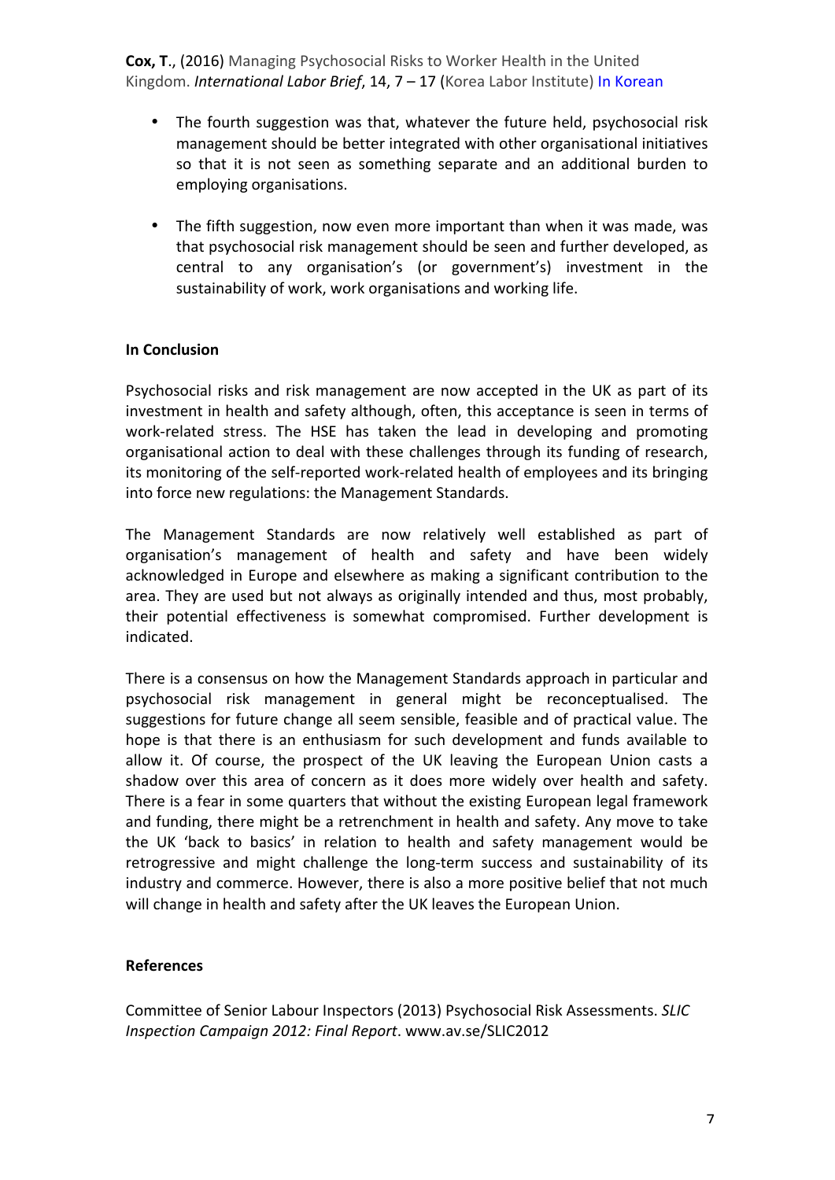- The fourth suggestion was that, whatever the future held, psychosocial risk management should be better integrated with other organisational initiatives so that it is not seen as something separate and an additional burden to employing organisations.

- The fifth suggestion, now even more important than when it was made, was that psychosocial risk management should be seen and further developed, as central to any organisation's (or government's) investment in the sustainability of work, work organisations and working life.

**In Conclusion**

Psychosocial risks and risk management are now accepted in the UK as part of its investment in health and safety although, often, this acceptance is seen in terms of work-related stress. The HSE has taken the lead in developing and promoting organisational action to deal with these challenges through its funding of research, its monitoring of the self-reported work-related health of employees and its bringing into force new regulations: the Management Standards.

The Management Standards are now relatively well established as part of organisation's management of health and safety and have been widely acknowledged in Europe and elsewhere as making a significant contribution to the area. They are used but not always as originally intended and thus, most probably, their potential effectiveness is somewhat compromised. Further development is indicated.

There is a consensus on how the Management Standards approach in particular and psychosocial risk management in general might be reconceptualised. The suggestions for future change all seem sensible, feasible and of practical value. The hope is that there is an enthusiasm for such development and funds available to allow it. Of course, the prospect of the UK leaving the European Union casts a shadow over this area of concern as it does more widely over health and safety. There is a fear in some quarters that without the existing European legal framework and funding, there might be a retrenchment in health and safety. Any move to take the UK 'back to basics' in relation to health and safety management would be retrogressive and might challenge the long-term success and sustainability of its industry and commerce. However, there is also a more positive belief that not much will change in health and safety after the UK leaves the European Union.

**References**

Committee of Senior Labour Inspectors (2013) Psychosocial Risk Assessments. *SLIC Inspection Campaign 2012: Final Report*. www.av.se/SLIC2012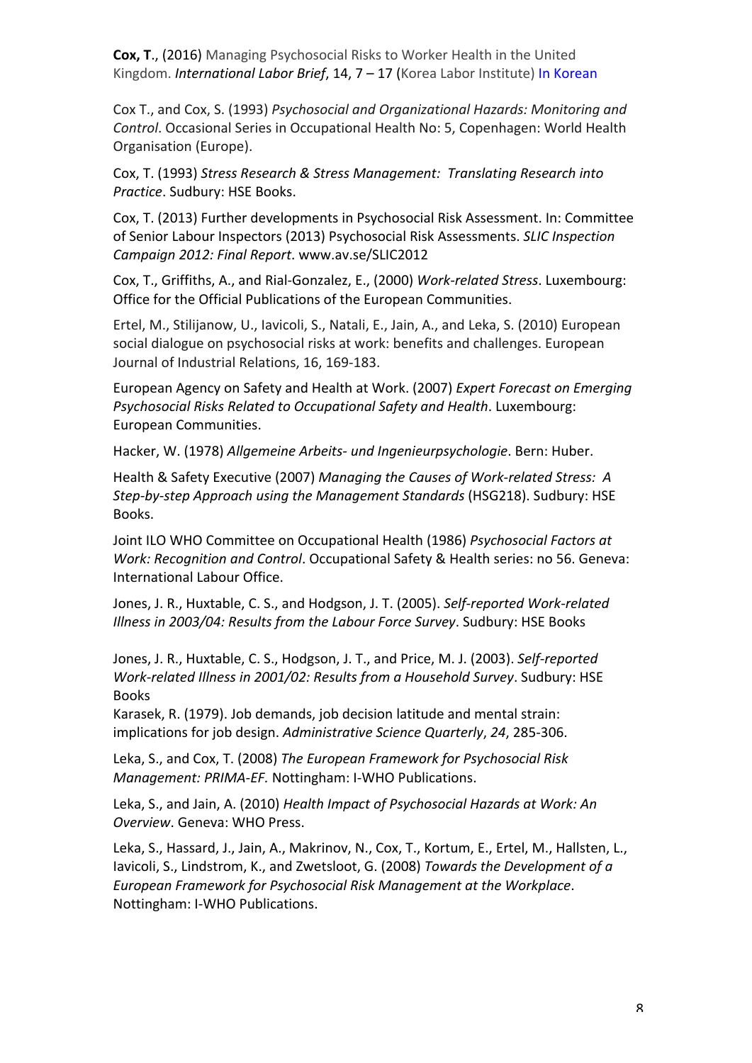**Cox, T**., (2016) Managing Psychosocial Risks to Worker Health in the United Kingdom. *International Labor Brief*, 14, 7 – 17 (Korea Labor Institute) In Korean

Cox T., and Cox, S. (1993) *Psychosocial and Organizational Hazards: Monitoring and Control*. Occasional Series in Occupational Health No: 5, Copenhagen: World Health Organisation (Europe).

Cox, T. (1993) *Stress Research & Stress Management: Translating Research into Practice*. Sudbury: HSE Books.

Cox, T. (2013) Further developments in Psychosocial Risk Assessment. In: Committee of Senior Labour Inspectors (2013) Psychosocial Risk Assessments. *SLIC Inspection Campaign 2012: Final Report*. www.av.se/SLIC2012

Cox, T., Griffiths, A., and Rial-Gonzalez, E., (2000) *Work-related Stress*. Luxembourg: Office for the Official Publications of the European Communities.

Ertel, M., Stilijanow, U., Iavicoli, S., Natali, E., Jain, A., and Leka, S. (2010) European social dialogue on psychosocial risks at work: benefits and challenges. European Journal of Industrial Relations, 16, 169-183.

European Agency on Safety and Health at Work. (2007) *Expert Forecast on Emerging Psychosocial Risks Related to Occupational Safety and Health*. Luxembourg: European Communities.

Hacker, W. (1978) *Allgemeine Arbeits- und Ingenieurpsychologie*. Bern: Huber.

Health & Safety Executive (2007) *Managing the Causes of Work-related Stress: A Step-by-step Approach using the Management Standards* (HSG218). Sudbury: HSE Books.

Joint ILO WHO Committee on Occupational Health (1986) *Psychosocial Factors at Work: Recognition and Control*. Occupational Safety & Health series: no 56. Geneva: International Labour Office.

Jones, J. R., Huxtable, C. S., and Hodgson, J. T. (2005). *Self-reported Work-related Illness in 2003/04: Results from the Labour Force Survey*. Sudbury: HSE Books

Jones, J. R., Huxtable, C. S., Hodgson, J. T., and Price, M. J. (2003). *Self-reported Work-related Illness in 2001/02: Results from a Household Survey*. Sudbury: HSE Books

Karasek, R. (1979). Job demands, job decision latitude and mental strain: implications for job design. *Administrative Science Quarterly*, *24*, 285-306.

Leka, S., and Cox, T. (2008) *The European Framework for Psychosocial Risk Management: PRIMA-EF.* Nottingham: I-WHO Publications.

Leka, S., and Jain, A. (2010) *Health Impact of Psychosocial Hazards at Work: An Overview*. Geneva: WHO Press.

Leka, S., Hassard, J., Jain, A., Makrinov, N., Cox, T., Kortum, E., Ertel, M., Hallsten, L., Iavicoli, S., Lindstrom, K., and Zwetsloot, G. (2008) *Towards the Development of a European Framework for Psychosocial Risk Management at the Workplace*. Nottingham: I-WHO Publications.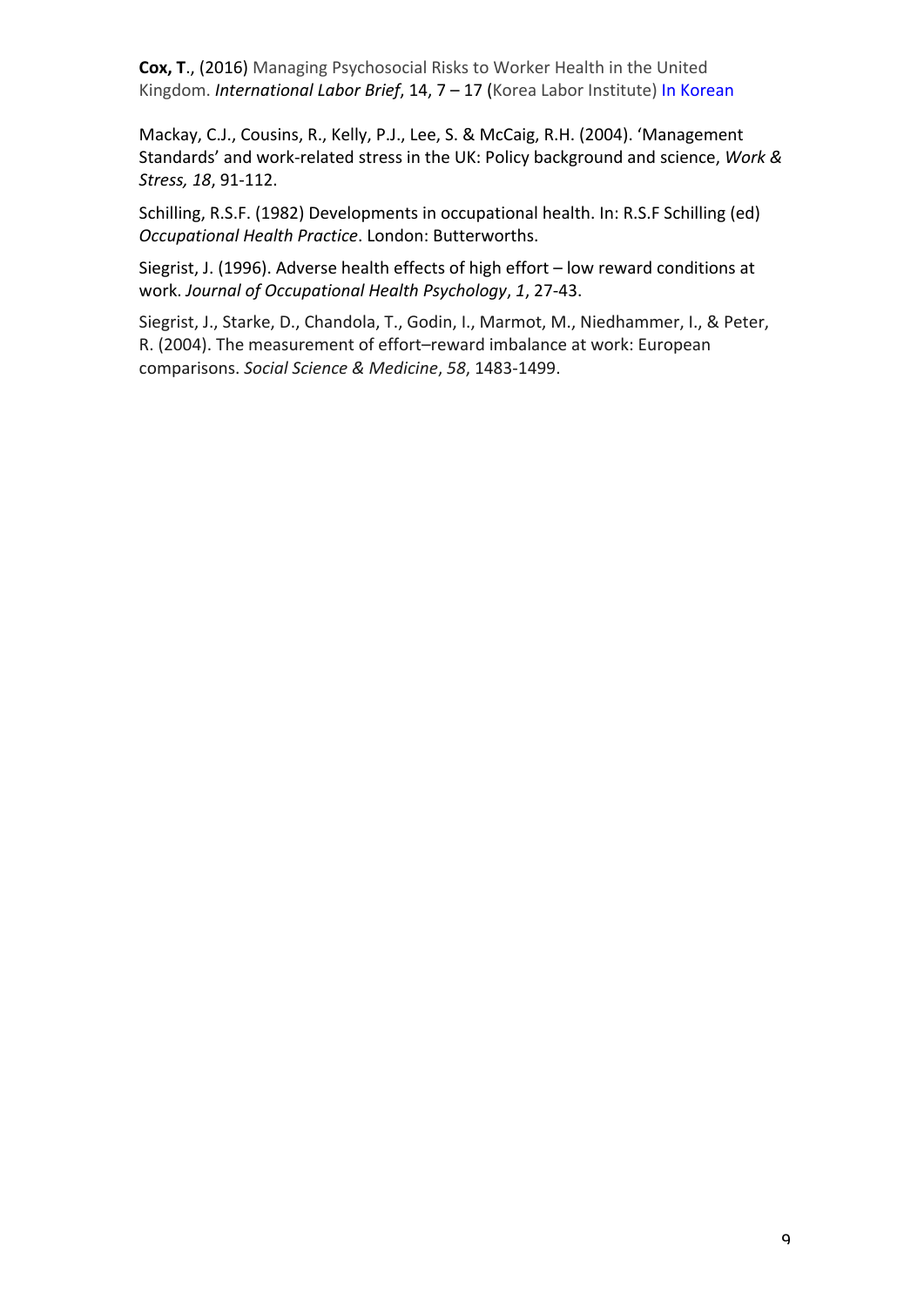**Cox, T**., (2016) Managing Psychosocial Risks to Worker Health in the United Kingdom. *International Labor Brief*, 14, 7 – 17 (Korea Labor Institute) In Korean

Mackay, C.J., Cousins, R., Kelly, P.J., Lee, S. & McCaig, R.H. (2004). 'Management Standards' and work-related stress in the UK: Policy background and science, *Work & Stress, 18*, 91-112.

Schilling, R.S.F. (1982) Developments in occupational health. In: R.S.F Schilling (ed) *Occupational Health Practice*. London: Butterworths.

Siegrist, J. (1996). Adverse health effects of high effort – low reward conditions at work. *Journal of Occupational Health Psychology*, *1*, 27-43.

Siegrist, J., Starke, D., Chandola, T., Godin, I., Marmot, M., Niedhammer, I., & Peter, R. (2004). The measurement of effort–reward imbalance at work: European comparisons. *Social Science & Medicine*, *58*, 1483-1499.